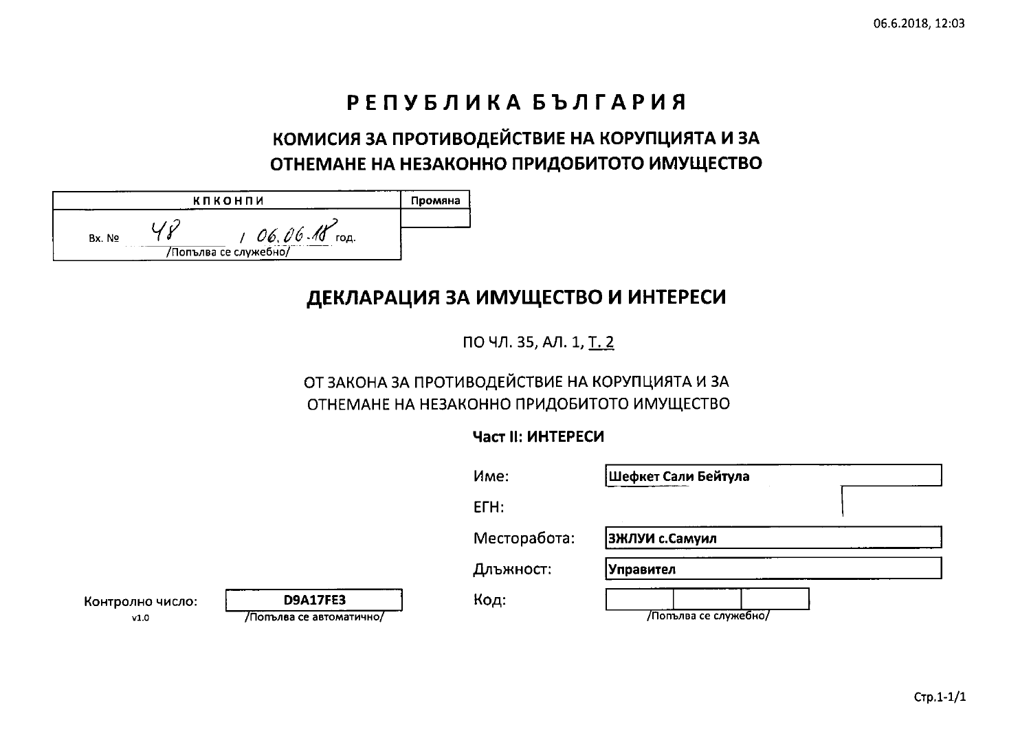# РЕПУБЛИКА БЪЛГАРИЯ

## КОМИСИЯ ЗА ПРОТИВОДЕЙСТВИЕ НА КОРУПЦИЯТА И ЗА ОТНЕМАНЕ НА НЕЗАКОННО ПРИДОБИТОТО ИМУЩЕСТВО

| КПКОНПИ | Промяна |
|---|---|
| Вх. № 48 / 06.06.18 год. /Попълва се служебно/ | |

## ДЕКЛАРАЦИЯ ЗА ИМУЩЕСТВО И ИНТЕРЕСИ

ПО ЧЛ. 35, АЛ. 1, Т. 2

ОТ ЗАКОНА ЗА ПРОТИВОДЕЙСТВИЕ НА КОРУПЦИЯТА И ЗА ОТНЕМАНЕ НА НЕЗАКОННО ПРИДОБИТОТО ИМУЩЕСТВО

**Част II: ИНТЕРЕСИ**

| | |
|---|---|
| Име: | **Шефкет Сали Бейтула** |
| ЕГН: | |
| Месторабота: | **ЗЖЛУИ с.Самуил** |
| Длъжност: | **Управител** |
| Код: | /Попълва се служебно/ |

Контролно число: **D9A17FE3** /Попълва се автоматично/

v1.0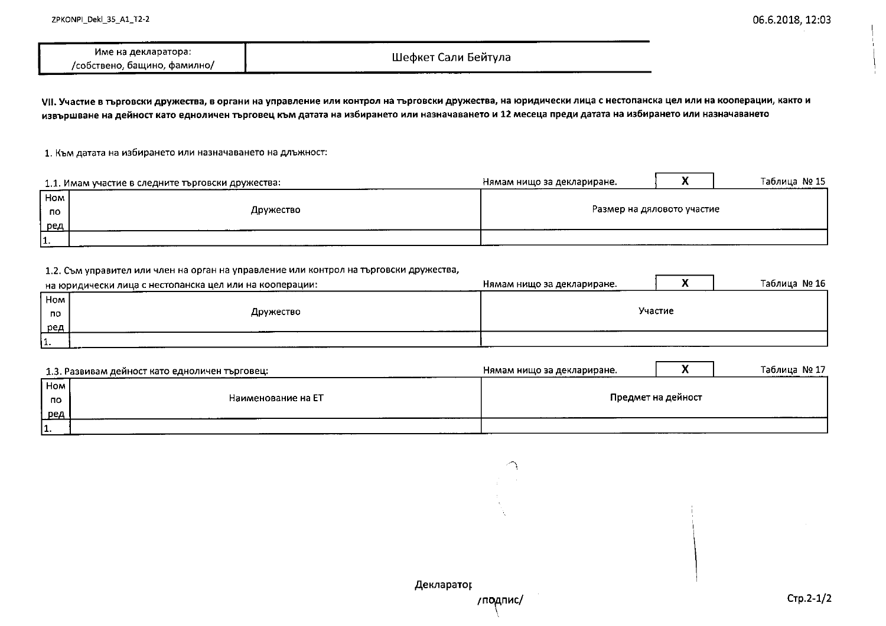| Име на декларатора: /собствено, бащино, фамилно/ | Шефкет Сали Бейтула |
|---|---|

**VII. Участие в търговски дружества, в органи на управление или контрол на търговски дружества, на юридически лица с нестопанска цел или на кооперации, както и извършване на дейност като едноличен търговец към датата на избирането или назначаването и 12 месеца преди датата на избирането или назначаването**

1. Към датата на избирането или назначаването на длъжност:

1.1. Имам участие в следните търговски дружества: Нямам нищо за деклариране. **X** Таблица № 15

| Ном по ред | Дружество | Размер на дяловото участие |
|---|---|---|
| 1. | | |

1.2. Съм управител или член на орган на управление или контрол на търговски дружества, на юридически лица с нестопанска цел или на кооперации: Нямам нищо за деклариране. **X** Таблица № 16

| Ном по ред | Дружество | Участие |
|---|---|---|
| 1. | | |

1.3. Развивам дейност като едноличен търговец: Нямам нищо за деклариране. **X** Таблица № 17

| Ном по ред | Наименование на ЕТ | Предмет на дейност |
|---|---|---|
| 1. | | |

Декларатор

/подпис/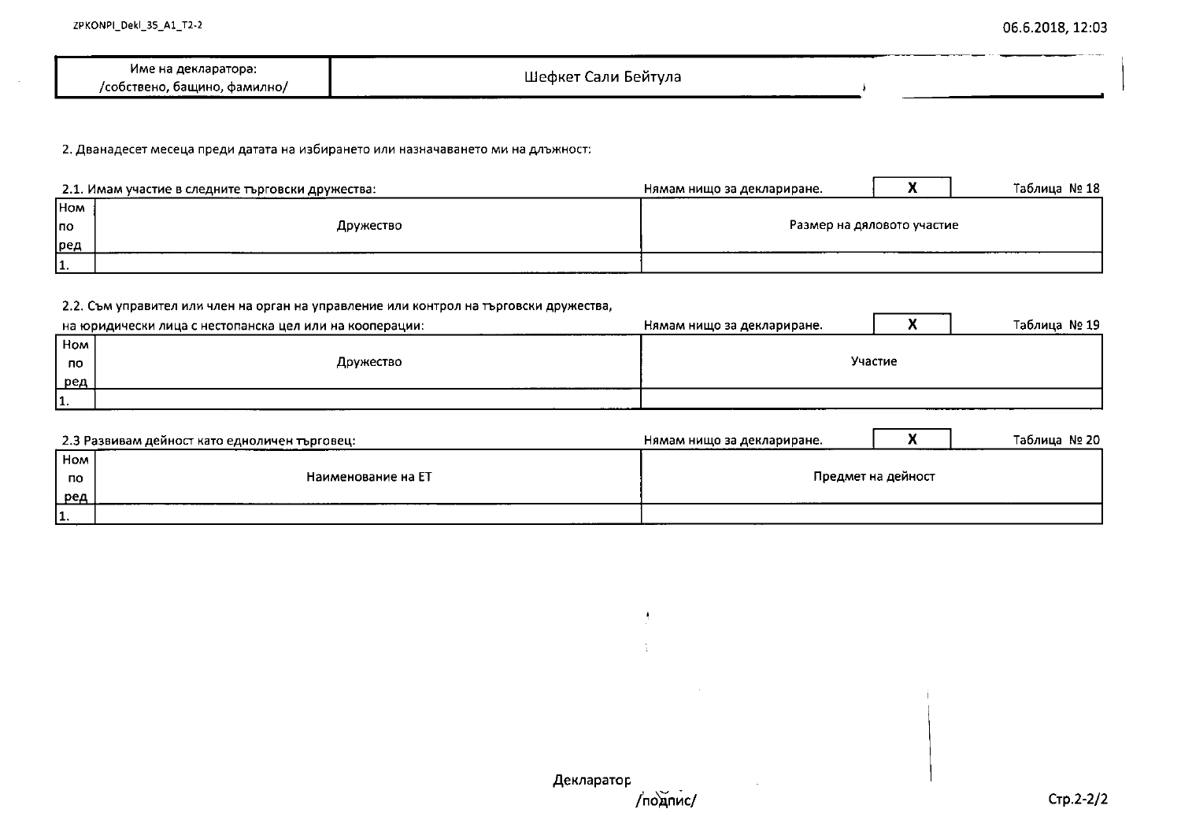| Име на декларатора: /собствено, бащино, фамилно/ | Шефкет Сали Бейтула |
|---|---|

2. Дванадесет месеца преди датата на избирането или назначаването ми на длъжност:

2.1. Имам участие в следните търговски дружества: Нямам нищо за деклариране. **X** Таблица № 18

| Ном по ред | Дружество | Размер на дяловото участие |
|---|---|---|
| 1. | | |

2.2. Съм управител или член на орган на управление или контрол на търговски дружества, на юридически лица с нестопанска цел или на кооперации: Нямам нищо за деклариране. **X** Таблица № 19

| Ном по ред | Дружество | Участие |
|---|---|---|
| 1. | | |

2.3 Развивам дейност като едноличен търговец: Нямам нищо за деклариране. **X** Таблица № 20

| Ном по ред | Наименование на ЕТ | Предмет на дейност |
|---|---|---|
| 1. | | |

Декларатор
/подпис/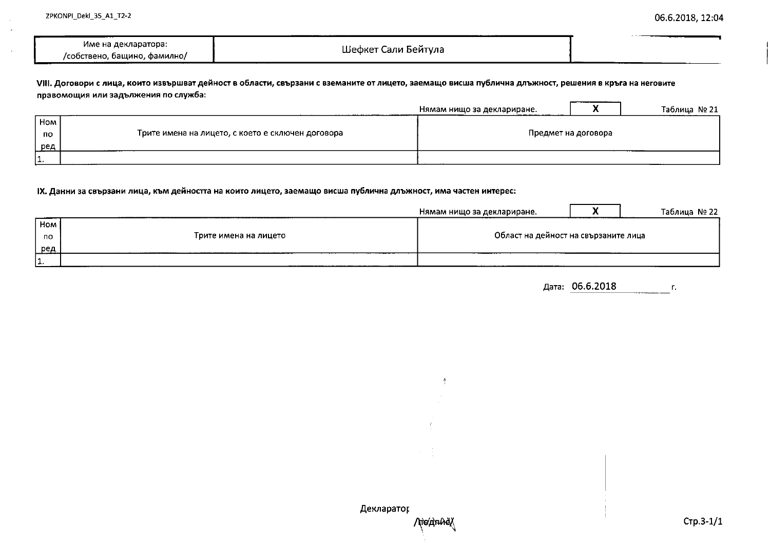| Име на декларатора: /собствено, бащино, фамилно/ | Шефкет Сали Бейтула |
| --- | --- |

**VIII. Договори с лица, които извършват дейност в области, свързани с вземаните от лицето, заемащо висша публична длъжност, решения в кръга на неговите правомощия или задължения по служба:**

Нямам нищо за деклариране. **X**

Таблица № 21

| Ном по ред | Трите имена на лицето, с което е сключен договора | Предмет на договора |
| --- | --- | --- |
| 1. | | |

**IX. Данни за свързани лица, към дейността на които лицето, заемащо висша публична длъжност, има частен интерес:**

Нямам нищо за деклариране. **X**

Таблица № 22

| Ном по ред | Трите имена на лицето | Област на дейност на свързаните лица |
| --- | --- | --- |
| 1. | | |

Дата: 06.6.2018 г.

Декларатор

/подпис/